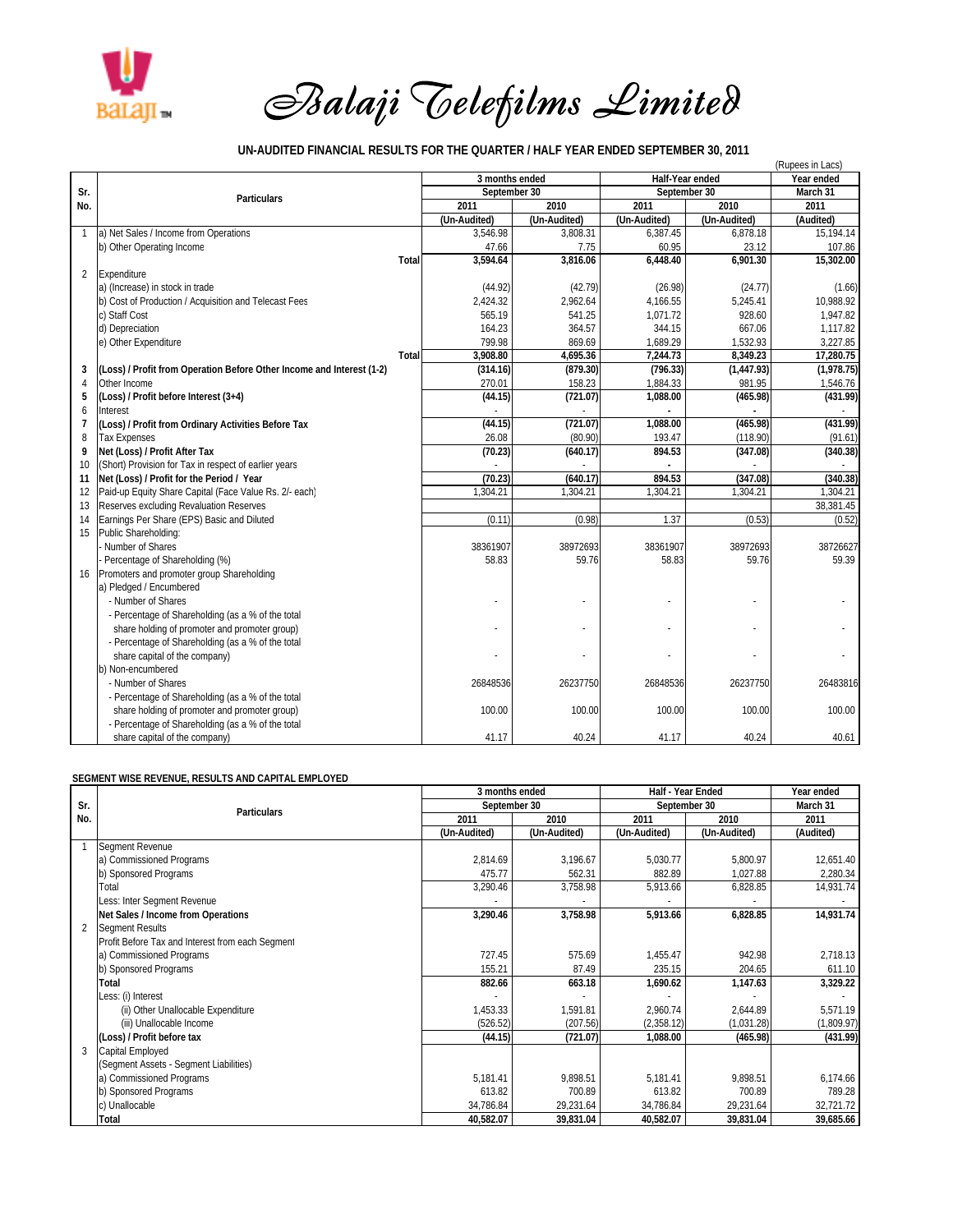# Balaji Telefilms Limited

## UN-AUDITED FINANCIAL RESULTS FOR THE QUARTER / HALF YEAR ENDED SEPTEMBER 30, 2011

(Rupees in Lacs)

| Sr. No. | Particulars | 3 months ended September 30 | | Half-Year ended September 30 | | Year ended March 31 |
|---|---|---|---|---|---|---|
| | | 2011 | 2010 | 2011 | 2010 | 2011 |
| | | (Un-Audited) | (Un-Audited) | (Un-Audited) | (Un-Audited) | (Audited) |
| 1 | a) Net Sales / Income from Operations | 3,546.98 | 3,808.31 | 6,387.45 | 6,878.18 | 15,194.14 |
| | b) Other Operating Income | 47.66 | 7.75 | 60.95 | 23.12 | 107.86 |
| | **Total** | **3,594.64** | **3,816.06** | **6,448.40** | **6,901.30** | **15,302.00** |
| 2 | Expenditure | | | | | |
| | a) (Increase) in stock in trade | (44.92) | (42.79) | (26.98) | (24.77) | (1.66) |
| | b) Cost of Production / Acquisition and Telecast Fees | 2,424.32 | 2,962.64 | 4,166.55 | 5,245.41 | 10,988.92 |
| | c) Staff Cost | 565.19 | 541.25 | 1,071.72 | 928.60 | 1,947.82 |
| | d) Depreciation | 164.23 | 364.57 | 344.15 | 667.06 | 1,117.82 |
| | e) Other Expenditure | 799.98 | 869.69 | 1,689.29 | 1,532.93 | 3,227.85 |
| | **Total** | **3,908.80** | **4,695.36** | **7,244.73** | **8,349.23** | **17,280.75** |
| **3** | **(Loss) / Profit from Operation Before Other Income and Interest (1-2)** | **(314.16)** | **(879.30)** | **(796.33)** | **(1,447.93)** | **(1,978.75)** |
| 4 | Other Income | 270.01 | 158.23 | 1,884.33 | 981.95 | 1,546.76 |
| **5** | **(Loss) / Profit before Interest (3+4)** | **(44.15)** | **(721.07)** | **1,088.00** | **(465.98)** | **(431.99)** |
| 6 | Interest | - | - | - | - | - |
| **7** | **(Loss) / Profit from Ordinary Activities Before Tax** | **(44.15)** | **(721.07)** | **1,088.00** | **(465.98)** | **(431.99)** |
| 8 | Tax Expenses | 26.08 | (80.90) | 193.47 | (118.90) | (91.61) |
| **9** | **Net (Loss) / Profit After Tax** | **(70.23)** | **(640.17)** | **894.53** | **(347.08)** | **(340.38)** |
| 10 | (Short) Provision for Tax in respect of earlier years | - | - | - | - | - |
| **11** | **Net (Loss) / Profit for the Period / Year** | **(70.23)** | **(640.17)** | **894.53** | **(347.08)** | **(340.38)** |
| 12 | Paid-up Equity Share Capital (Face Value Rs. 2/- each) | 1,304.21 | 1,304.21 | 1,304.21 | 1,304.21 | 1,304.21 |
| 13 | Reserves excluding Revaluation Reserves | | | | | 38,381.45 |
| 14 | Earnings Per Share (EPS) Basic and Diluted | (0.11) | (0.98) | 1.37 | (0.53) | (0.52) |
| 15 | Public Shareholding: | | | | | |
| | - Number of Shares | 38361907 | 38972693 | 38361907 | 38972693 | 38726627 |
| | - Percentage of Shareholding (%) | 58.83 | 59.76 | 58.83 | 59.76 | 59.39 |
| 16 | Promoters and promoter group Shareholding | | | | | |
| | a) Pledged / Encumbered | | | | | |
| | - Number of Shares | - | - | - | - | - |
| | - Percentage of Shareholding (as a % of the total share holding of promoter and promoter group) | - | - | - | - | - |
| | - Percentage of Shareholding (as a % of the total share capital of the company) | - | - | - | - | - |
| | b) Non-encumbered | | | | | |
| | - Number of Shares | 26848536 | 26237750 | 26848536 | 26237750 | 26483816 |
| | - Percentage of Shareholding (as a % of the total share holding of promoter and promoter group) | 100.00 | 100.00 | 100.00 | 100.00 | 100.00 |
| | - Percentage of Shareholding (as a % of the total share capital of the company) | 41.17 | 40.24 | 41.17 | 40.24 | 40.61 |

### SEGMENT WISE REVENUE, RESULTS AND CAPITAL EMPLOYED

| Sr. No. | Particulars | 3 months ended September 30 | | Half - Year Ended September 30 | | Year ended March 31 |
|---|---|---|---|---|---|---|
| | | 2011 | 2010 | 2011 | 2010 | 2011 |
| | | (Un-Audited) | (Un-Audited) | (Un-Audited) | (Un-Audited) | (Audited) |
| 1 | Segment Revenue | | | | | |
| | a) Commissioned Programs | 2,814.69 | 3,196.67 | 5,030.77 | 5,800.97 | 12,651.40 |
| | b) Sponsored Programs | 475.77 | 562.31 | 882.89 | 1,027.88 | 2,280.34 |
| | Total | 3,290.46 | 3,758.98 | 5,913.66 | 6,828.85 | 14,931.74 |
| | Less: Inter Segment Revenue | - | - | - | - | - |
| | **Net Sales / Income from Operations** | **3,290.46** | **3,758.98** | **5,913.66** | **6,828.85** | **14,931.74** |
| 2 | Segment Results | | | | | |
| | Profit Before Tax and Interest from each Segment | | | | | |
| | a) Commissioned Programs | 727.45 | 575.69 | 1,455.47 | 942.98 | 2,718.13 |
| | b) Sponsored Programs | 155.21 | 87.49 | 235.15 | 204.65 | 611.10 |
| | **Total** | **882.66** | **663.18** | **1,690.62** | **1,147.63** | **3,329.22** |
| | Less: (i) Interest | - | - | - | - | - |
| | (ii) Other Unallocable Expenditure | 1,453.33 | 1,591.81 | 2,960.74 | 2,644.89 | 5,571.19 |
| | (iii) Unallocable Income | (526.52) | (207.56) | (2,358.12) | (1,031.28) | (1,809.97) |
| | **(Loss) / Profit before tax** | **(44.15)** | **(721.07)** | **1,088.00** | **(465.98)** | **(431.99)** |
| 3 | Capital Employed | | | | | |
| | (Segment Assets - Segment Liabilities) | | | | | |
| | a) Commissioned Programs | 5,181.41 | 9,898.51 | 5,181.41 | 9,898.51 | 6,174.66 |
| | b) Sponsored Programs | 613.82 | 700.89 | 613.82 | 700.89 | 789.28 |
| | c) Unallocable | 34,786.84 | 29,231.64 | 34,786.84 | 29,231.64 | 32,721.72 |
| | **Total** | **40,582.07** | **39,831.04** | **40,582.07** | **39,831.04** | **39,685.66** |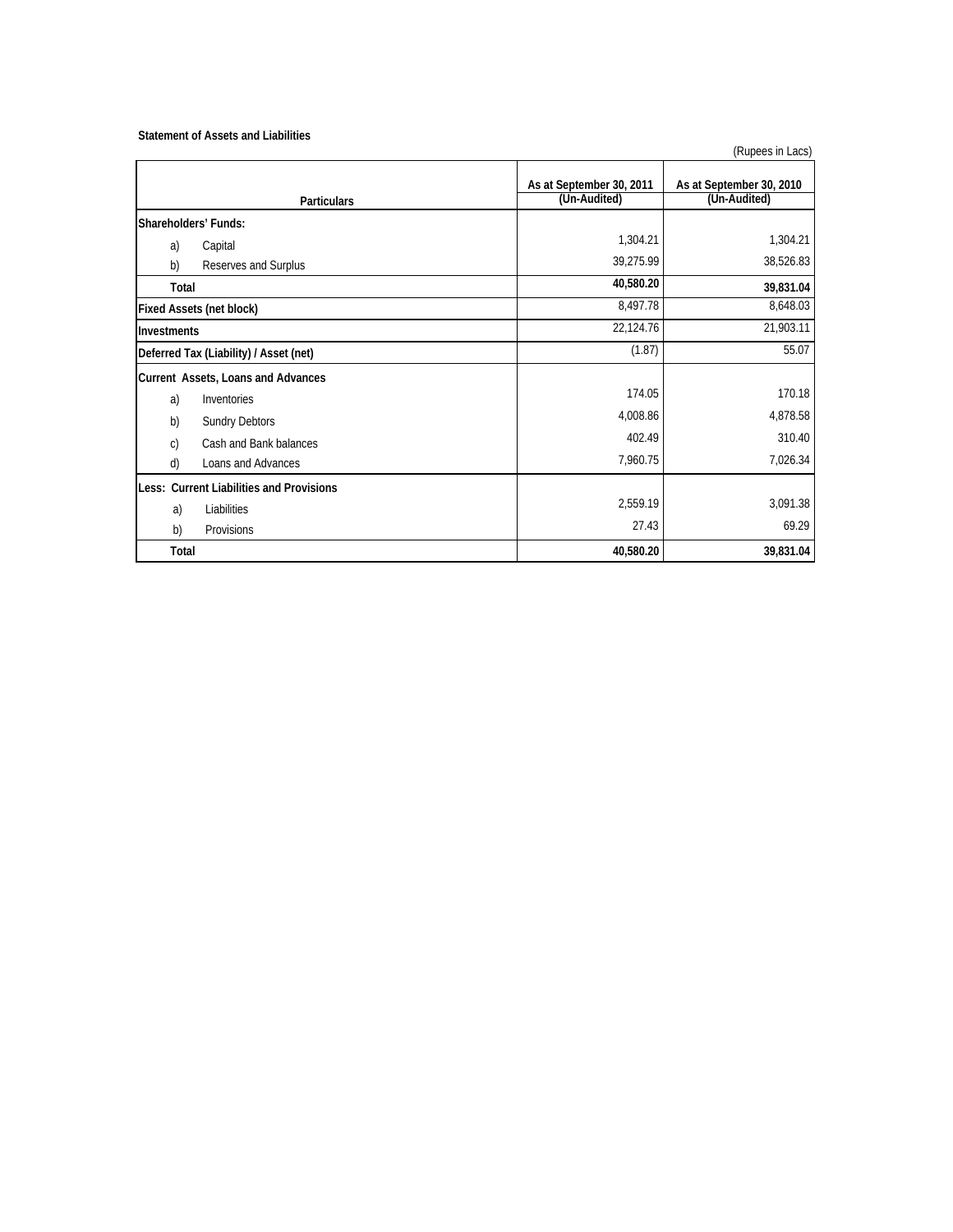**Statement of Assets and Liabilities**

(Rupees in Lacs)

| Particulars | As at September 30, 2011 (Un-Audited) | As at September 30, 2010 (Un-Audited) |
|---|---|---|
| **Shareholders' Funds:** | | |
| a) Capital | 1,304.21 | 1,304.21 |
| b) Reserves and Surplus | 39,275.99 | 38,526.83 |
| **Total** | **40,580.20** | **39,831.04** |
| **Fixed Assets (net block)** | 8,497.78 | 8,648.03 |
| **Investments** | 22,124.76 | 21,903.11 |
| **Deferred Tax (Liability) / Asset (net)** | (1.87) | 55.07 |
| **Current Assets, Loans and Advances** | | |
| a) Inventories | 174.05 | 170.18 |
| b) Sundry Debtors | 4,008.86 | 4,878.58 |
| c) Cash and Bank balances | 402.49 | 310.40 |
| d) Loans and Advances | 7,960.75 | 7,026.34 |
| **Less: Current Liabilities and Provisions** | | |
| a) Liabilities | 2,559.19 | 3,091.38 |
| b) Provisions | 27.43 | 69.29 |
| **Total** | **40,580.20** | **39,831.04** |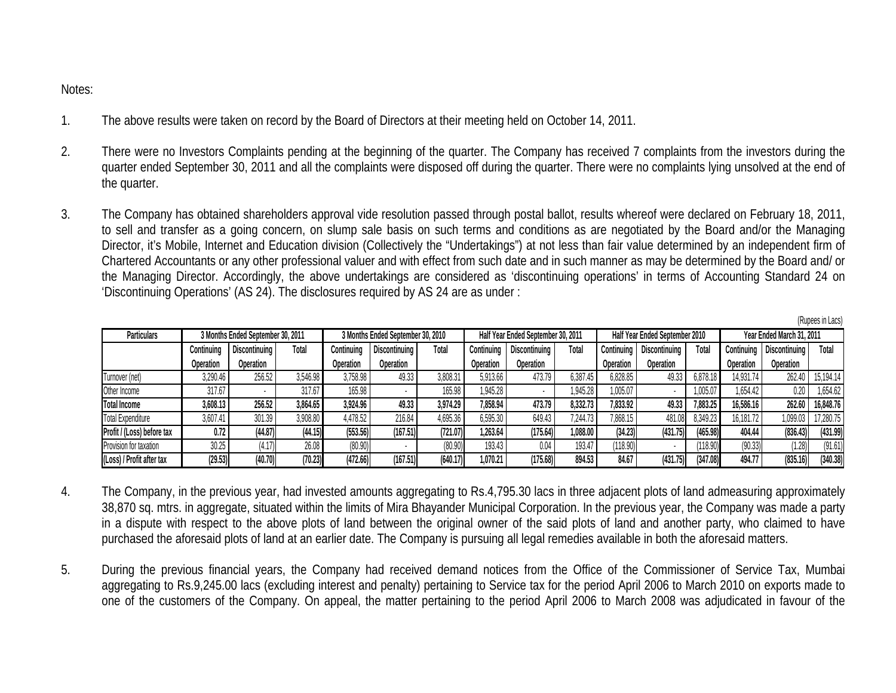Notes:

1. The above results were taken on record by the Board of Directors at their meeting held on October 14, 2011.

2. There were no Investors Complaints pending at the beginning of the quarter. The Company has received 7 complaints from the investors during the quarter ended September 30, 2011 and all the complaints were disposed off during the quarter. There were no complaints lying unsolved at the end of the quarter.

3. The Company has obtained shareholders approval vide resolution passed through postal ballot, results whereof were declared on February 18, 2011, to sell and transfer as a going concern, on slump sale basis on such terms and conditions as are negotiated by the Board and/or the Managing Director, it's Mobile, Internet and Education division (Collectively the "Undertakings") at not less than fair value determined by an independent firm of Chartered Accountants or any other professional valuer and with effect from such date and in such manner as may be determined by the Board and/ or the Managing Director. Accordingly, the above undertakings are considered as 'discontinuing operations' in terms of Accounting Standard 24 on 'Discontinuing Operations' (AS 24). The disclosures required by AS 24 are as under :

(Rupees in Lacs)

| Particulars | 3 Months Ended September 30, 2011 | | | 3 Months Ended September 30, 2010 | | | Half Year Ended September 30, 2011 | | | Half Year Ended September 2010 | | | Year Ended March 31, 2011 | | |
|---|---|---|---|---|---|---|---|---|---|---|---|---|---|---|---|
| | Continuing Operation | Discontinuing Operation | Total | Continuing Operation | Discontinuing Operation | Total | Continuing Operation | Discontinuing Operation | Total | Continuing Operation | Discontinuing Operation | Total | Continuing Operation | Discontinuing Operation | Total |
| Turnover (net) | 3,290.46 | 256.52 | 3,546.98 | 3,758.98 | 49.33 | 3,808.31 | 5,913.66 | 473.79 | 6,387.45 | 6,828.85 | 49.33 | 6,878.18 | 14,931.74 | 262.40 | 15,194.14 |
| Other Income | 317.67 | - | 317.67 | 165.98 | - | 165.98 | 1,945.28 | - | 1,945.28 | 1,005.07 | - | 1,005.07 | 1,654.42 | 0.20 | 1,654.62 |
| **Total Income** | **3,608.13** | **256.52** | **3,864.65** | **3,924.96** | **49.33** | **3,974.29** | **7,858.94** | **473.79** | **8,332.73** | **7,833.92** | **49.33** | **7,883.25** | **16,586.16** | **262.60** | **16,848.76** |
| Total Expenditure | 3,607.41 | 301.39 | 3,908.80 | 4,478.52 | 216.84 | 4,695.36 | 6,595.30 | 649.43 | 7,244.73 | 7,868.15 | 481.08 | 8,349.23 | 16,181.72 | 1,099.03 | 17,280.75 |
| **Profit / (Loss) before tax** | **0.72** | **(44.87)** | **(44.15)** | **(553.56)** | **(167.51)** | **(721.07)** | **1,263.64** | **(175.64)** | **1,088.00** | **(34.23)** | **(431.75)** | **(465.98)** | **404.44** | **(836.43)** | **(431.99)** |
| Provision for taxation | 30.25 | (4.17) | 26.08 | (80.90) | - | (80.90) | 193.43 | 0.04 | 193.47 | (118.90) | - | (118.90) | (90.33) | (1.28) | (91.61) |
| **(Loss) / Profit after tax** | **(29.53)** | **(40.70)** | **(70.23)** | **(472.66)** | **(167.51)** | **(640.17)** | **1,070.21** | **(175.68)** | **894.53** | **84.67** | **(431.75)** | **(347.08)** | **494.77** | **(835.16)** | **(340.38)** |

4. The Company, in the previous year, had invested amounts aggregating to Rs.4,795.30 lacs in three adjacent plots of land admeasuring approximately 38,870 sq. mtrs. in aggregate, situated within the limits of Mira Bhayander Municipal Corporation. In the previous year, the Company was made a party in a dispute with respect to the above plots of land between the original owner of the said plots of land and another party, who claimed to have purchased the aforesaid plots of land at an earlier date. The Company is pursuing all legal remedies available in both the aforesaid matters.

5. During the previous financial years, the Company had received demand notices from the Office of the Commissioner of Service Tax, Mumbai aggregating to Rs.9,245.00 lacs (excluding interest and penalty) pertaining to Service tax for the period April 2006 to March 2010 on exports made to one of the customers of the Company. On appeal, the matter pertaining to the period April 2006 to March 2008 was adjudicated in favour of the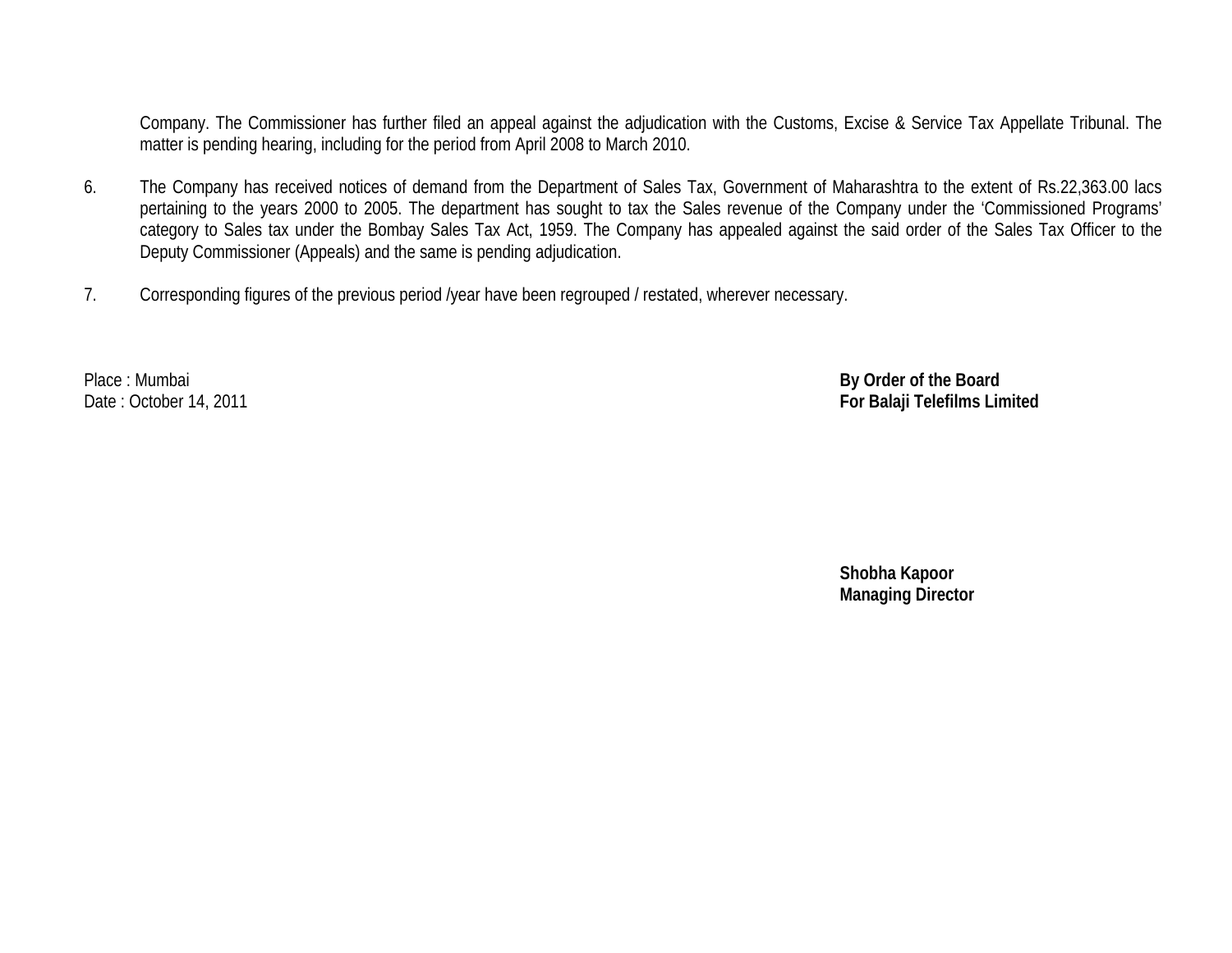Company. The Commissioner has further filed an appeal against the adjudication with the Customs, Excise & Service Tax Appellate Tribunal. The matter is pending hearing, including for the period from April 2008 to March 2010.

6. The Company has received notices of demand from the Department of Sales Tax, Government of Maharashtra to the extent of Rs.22,363.00 lacs pertaining to the years 2000 to 2005. The department has sought to tax the Sales revenue of the Company under the 'Commissioned Programs' category to Sales tax under the Bombay Sales Tax Act, 1959. The Company has appealed against the said order of the Sales Tax Officer to the Deputy Commissioner (Appeals) and the same is pending adjudication.

7. Corresponding figures of the previous period /year have been regrouped / restated, wherever necessary.

Place : Mumbai
Date : October 14, 2011

**By Order of the Board**
**For Balaji Telefilms Limited**

**Shobha Kapoor**
**Managing Director**